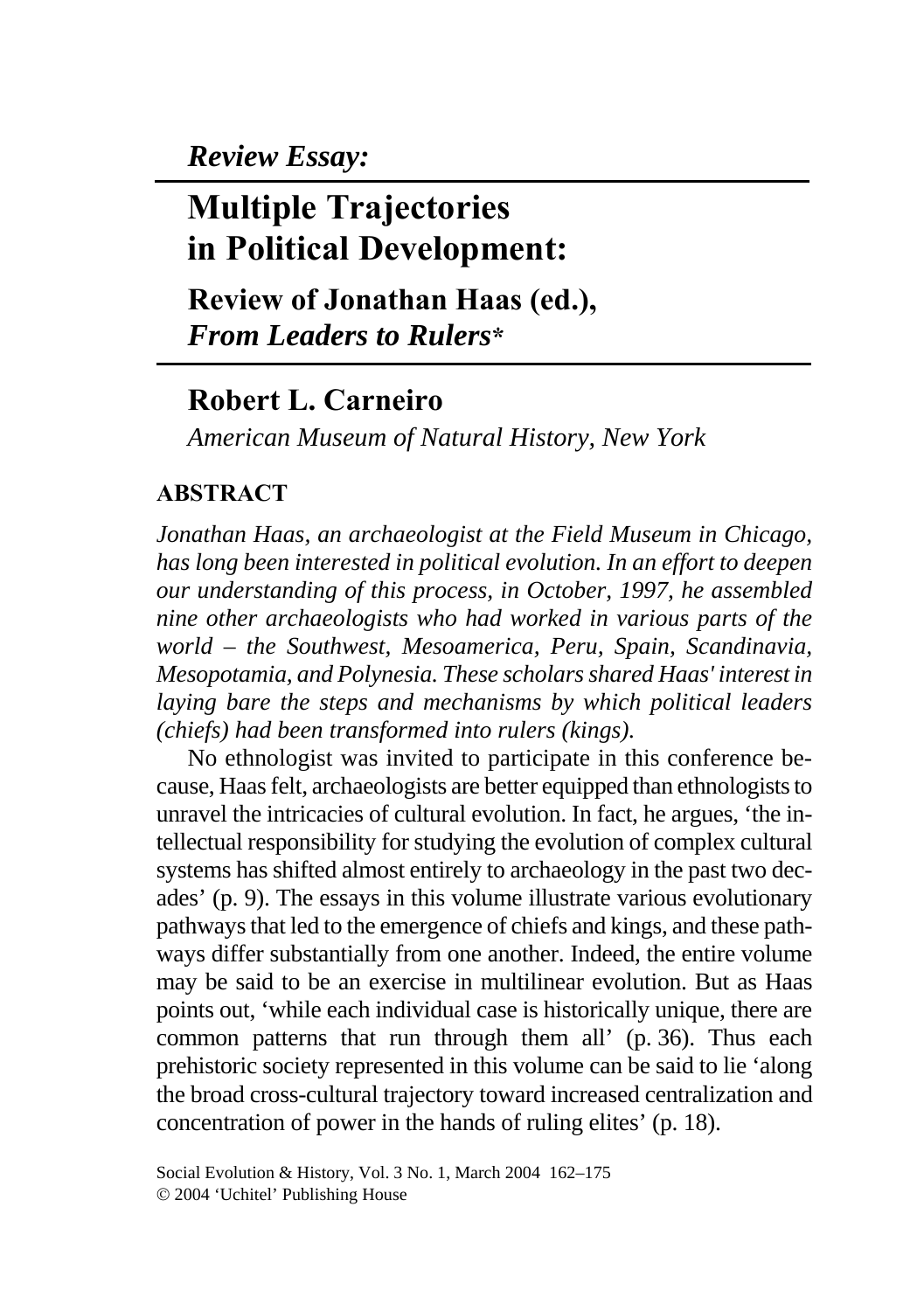*Review Essay:*

# Multiple Trajectories in Political Development:

## Review of Jonathan Haas (ed.), *From Leaders to Rulers**

## Robert L. Carneiro

*American Museum of Natural History, New York*

### ABSTRACT

*Jonathan Haas, an archaeologist at the Field Museum in Chicago, has long been interested in political evolution. In an effort to deepen our understanding of this process, in October, 1997, he assembled nine other archaeologists who had worked in various parts of the world – the Southwest, Mesoamerica, Peru, Spain, Scandinavia, Mesopotamia, and Polynesia. These scholars shared Haas' interest in laying bare the steps and mechanisms by which political leaders (chiefs) had been transformed into rulers (kings).*

No ethnologist was invited to participate in this conference because, Haas felt, archaeologists are better equipped than ethnologists to unravel the intricacies of cultural evolution. In fact, he argues, 'the intellectual responsibility for studying the evolution of complex cultural systems has shifted almost entirely to archaeology in the past two decades' (p. 9). The essays in this volume illustrate various evolutionary pathways that led to the emergence of chiefs and kings, and these pathways differ substantially from one another. Indeed, the entire volume may be said to be an exercise in multilinear evolution. But as Haas points out, 'while each individual case is historically unique, there are common patterns that run through them all' (p. 36). Thus each prehistoric society represented in this volume can be said to lie 'along the broad cross-cultural trajectory toward increased centralization and concentration of power in the hands of ruling elites' (p. 18).

Social Evolution & History, Vol. 3 No. 1, March 2004 162–175
© 2004 'Uchitel' Publishing House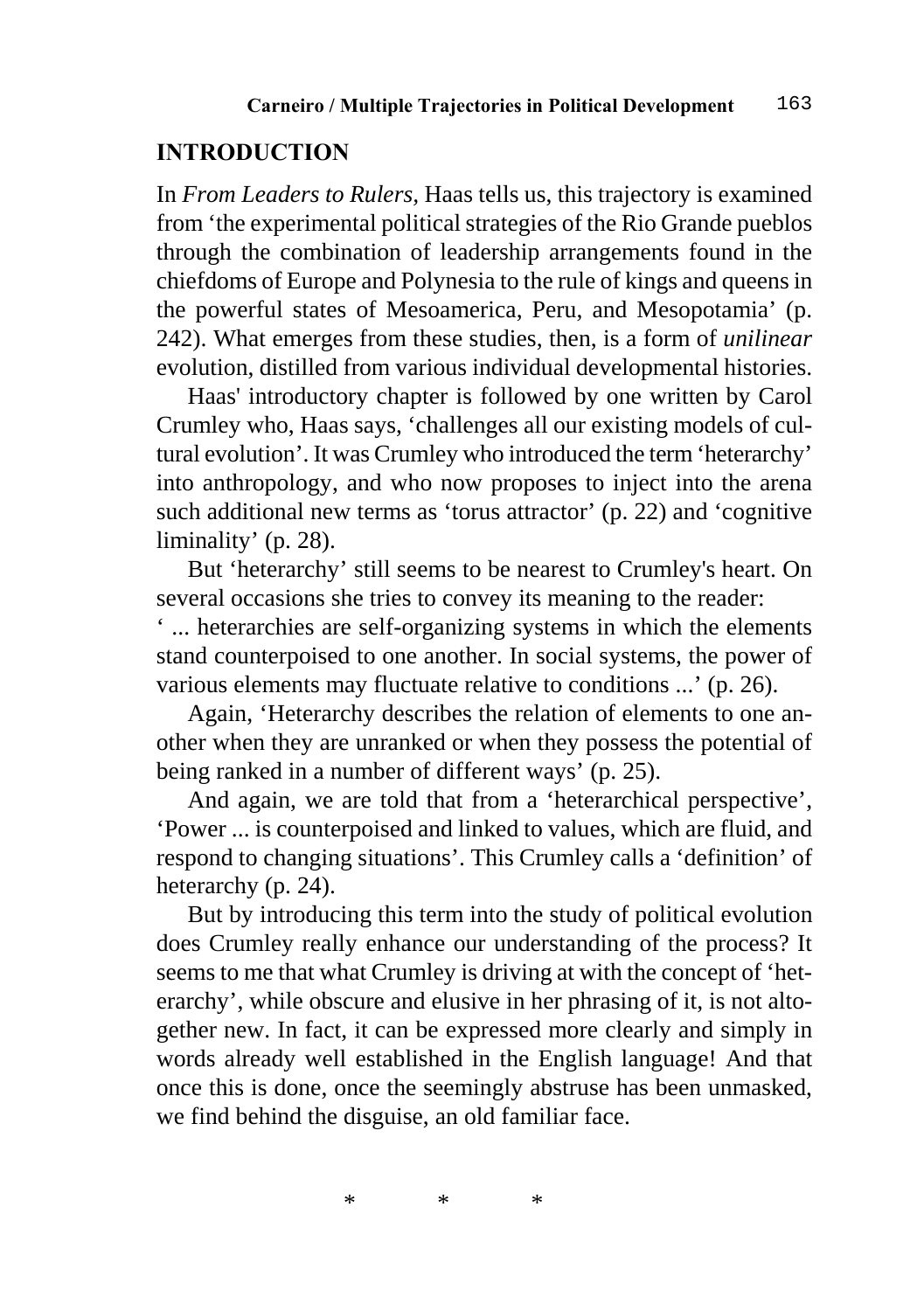## INTRODUCTION

In *From Leaders to Rulers,* Haas tells us, this trajectory is examined from 'the experimental political strategies of the Rio Grande pueblos through the combination of leadership arrangements found in the chiefdoms of Europe and Polynesia to the rule of kings and queens in the powerful states of Mesoamerica, Peru, and Mesopotamia' (p. 242). What emerges from these studies, then, is a form of *unilinear* evolution, distilled from various individual developmental histories.

Haas' introductory chapter is followed by one written by Carol Crumley who, Haas says, 'challenges all our existing models of cultural evolution'. It was Crumley who introduced the term 'heterarchy' into anthropology, and who now proposes to inject into the arena such additional new terms as 'torus attractor' (p. 22) and 'cognitive liminality' (p. 28).

But 'heterarchy' still seems to be nearest to Crumley's heart. On several occasions she tries to convey its meaning to the reader:
' ... heterarchies are self-organizing systems in which the elements stand counterpoised to one another. In social systems, the power of various elements may fluctuate relative to conditions ...' (p. 26).

Again, 'Heterarchy describes the relation of elements to one another when they are unranked or when they possess the potential of being ranked in a number of different ways' (p. 25).

And again, we are told that from a 'heterarchical perspective', 'Power ... is counterpoised and linked to values, which are fluid, and respond to changing situations'. This Crumley calls a 'definition' of heterarchy (p. 24).

But by introducing this term into the study of political evolution does Crumley really enhance our understanding of the process? It seems to me that what Crumley is driving at with the concept of 'heterarchy', while obscure and elusive in her phrasing of it, is not altogether new. In fact, it can be expressed more clearly and simply in words already well established in the English language! And that once this is done, once the seemingly abstruse has been unmasked, we find behind the disguise, an old familiar face.

\* \* \*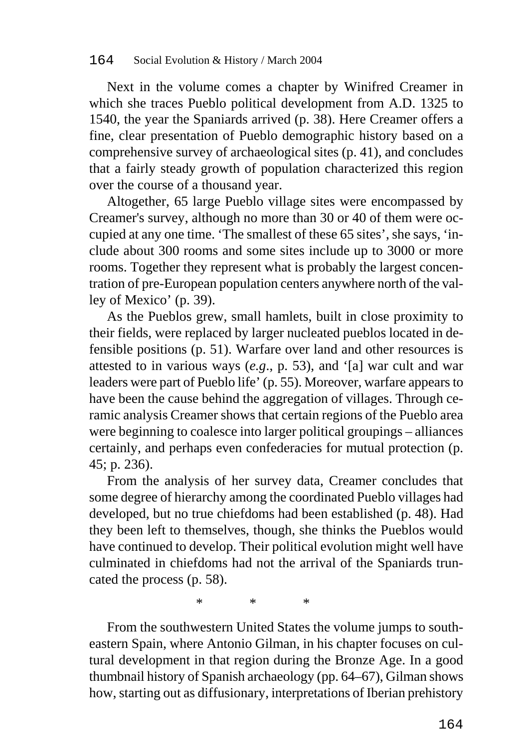Next in the volume comes a chapter by Winifred Creamer in which she traces Pueblo political development from A.D. 1325 to 1540, the year the Spaniards arrived (p. 38). Here Creamer offers a fine, clear presentation of Pueblo demographic history based on a comprehensive survey of archaeological sites (p. 41), and concludes that a fairly steady growth of population characterized this region over the course of a thousand year.

Altogether, 65 large Pueblo village sites were encompassed by Creamer's survey, although no more than 30 or 40 of them were occupied at any one time. 'The smallest of these 65 sites', she says, 'include about 300 rooms and some sites include up to 3000 or more rooms. Together they represent what is probably the largest concentration of pre-European population centers anywhere north of the valley of Mexico' (p. 39).

As the Pueblos grew, small hamlets, built in close proximity to their fields, were replaced by larger nucleated pueblos located in defensible positions (p. 51). Warfare over land and other resources is attested to in various ways (*e.g*., p. 53), and '[a] war cult and war leaders were part of Pueblo life' (p. 55). Moreover, warfare appears to have been the cause behind the aggregation of villages. Through ceramic analysis Creamer shows that certain regions of the Pueblo area were beginning to coalesce into larger political groupings – alliances certainly, and perhaps even confederacies for mutual protection (p. 45; p. 236).

From the analysis of her survey data, Creamer concludes that some degree of hierarchy among the coordinated Pueblo villages had developed, but no true chiefdoms had been established (p. 48). Had they been left to themselves, though, she thinks the Pueblos would have continued to develop. Their political evolution might well have culminated in chiefdoms had not the arrival of the Spaniards truncated the process (p. 58).

\* \* \*

From the southwestern United States the volume jumps to southeastern Spain, where Antonio Gilman, in his chapter focuses on cultural development in that region during the Bronze Age. In a good thumbnail history of Spanish archaeology (pp. 64–67), Gilman shows how, starting out as diffusionary, interpretations of Iberian prehistory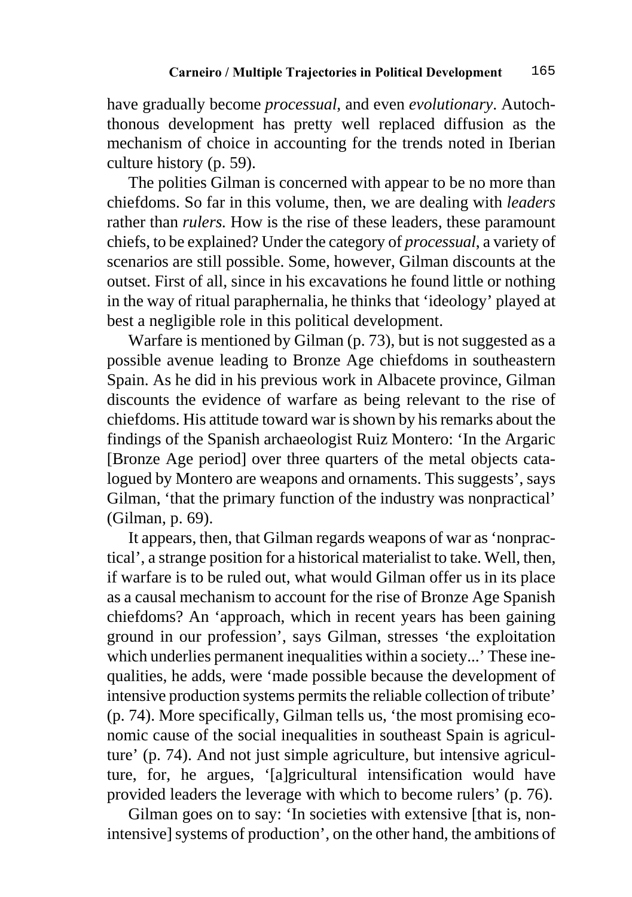have gradually become *processual*, and even *evolutionary*. Autochthonous development has pretty well replaced diffusion as the mechanism of choice in accounting for the trends noted in Iberian culture history (p. 59).

The polities Gilman is concerned with appear to be no more than chiefdoms. So far in this volume, then, we are dealing with *leaders* rather than *rulers.* How is the rise of these leaders, these paramount chiefs, to be explained? Under the category of *processual*, a variety of scenarios are still possible. Some, however, Gilman discounts at the outset. First of all, since in his excavations he found little or nothing in the way of ritual paraphernalia, he thinks that 'ideology' played at best a negligible role in this political development.

Warfare is mentioned by Gilman (p. 73), but is not suggested as a possible avenue leading to Bronze Age chiefdoms in southeastern Spain. As he did in his previous work in Albacete province, Gilman discounts the evidence of warfare as being relevant to the rise of chiefdoms. His attitude toward war is shown by his remarks about the findings of the Spanish archaeologist Ruiz Montero: 'In the Argaric [Bronze Age period] over three quarters of the metal objects catalogued by Montero are weapons and ornaments. This suggests', says Gilman, 'that the primary function of the industry was nonpractical' (Gilman, p. 69).

It appears, then, that Gilman regards weapons of war as 'nonpractical', a strange position for a historical materialist to take. Well, then, if warfare is to be ruled out, what would Gilman offer us in its place as a causal mechanism to account for the rise of Bronze Age Spanish chiefdoms? An 'approach, which in recent years has been gaining ground in our profession', says Gilman, stresses 'the exploitation which underlies permanent inequalities within a society...' These inequalities, he adds, were 'made possible because the development of intensive production systems permits the reliable collection of tribute' (p. 74). More specifically, Gilman tells us, 'the most promising economic cause of the social inequalities in southeast Spain is agriculture' (p. 74). And not just simple agriculture, but intensive agriculture, for, he argues, '[a]gricultural intensification would have provided leaders the leverage with which to become rulers' (p. 76).

Gilman goes on to say: 'In societies with extensive [that is, non-intensive] systems of production', on the other hand, the ambitions of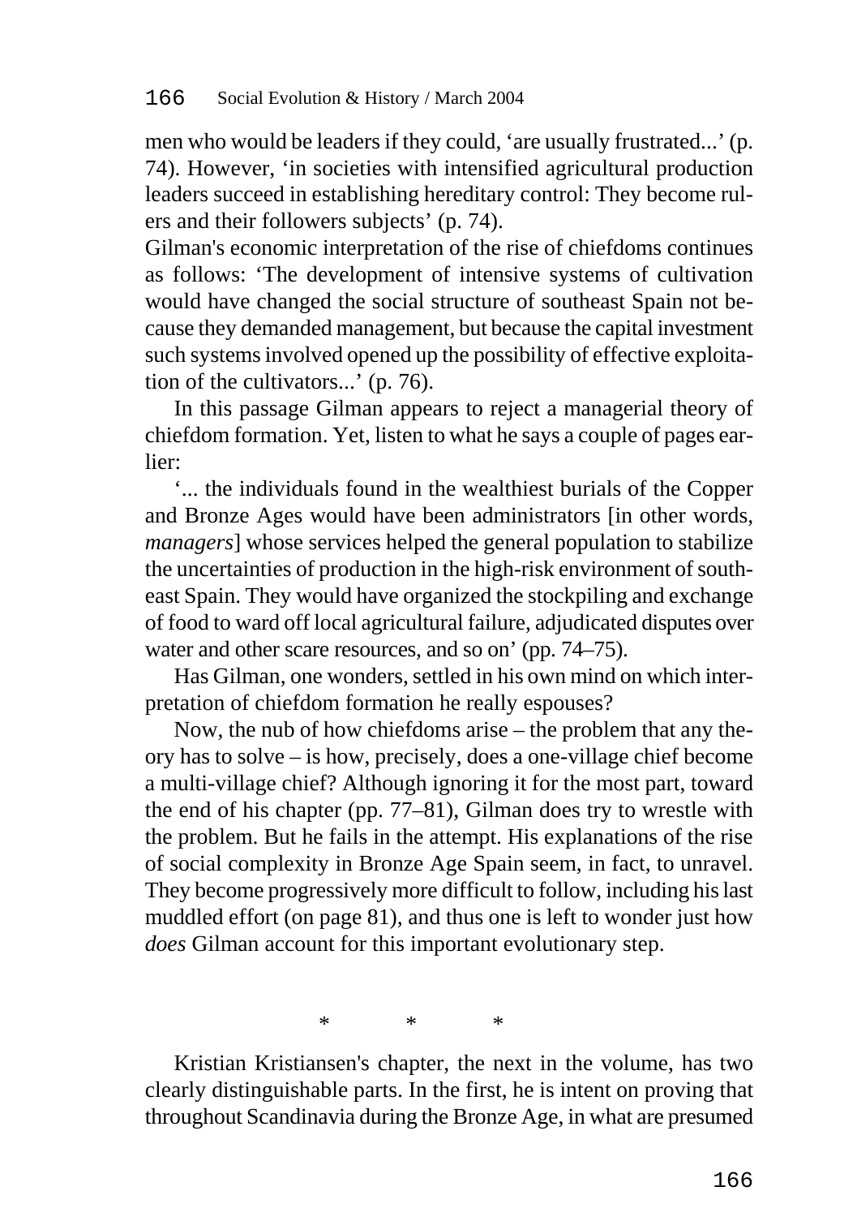men who would be leaders if they could, 'are usually frustrated...' (p. 74). However, 'in societies with intensified agricultural production leaders succeed in establishing hereditary control: They become rulers and their followers subjects' (p. 74).

Gilman's economic interpretation of the rise of chiefdoms continues as follows: 'The development of intensive systems of cultivation would have changed the social structure of southeast Spain not because they demanded management, but because the capital investment such systems involved opened up the possibility of effective exploitation of the cultivators...' (p. 76).

In this passage Gilman appears to reject a managerial theory of chiefdom formation. Yet, listen to what he says a couple of pages earlier:

'... the individuals found in the wealthiest burials of the Copper and Bronze Ages would have been administrators [in other words, *managers*] whose services helped the general population to stabilize the uncertainties of production in the high-risk environment of southeast Spain. They would have organized the stockpiling and exchange of food to ward off local agricultural failure, adjudicated disputes over water and other scare resources, and so on' (pp. 74–75).

Has Gilman, one wonders, settled in his own mind on which interpretation of chiefdom formation he really espouses?

Now, the nub of how chiefdoms arise – the problem that any theory has to solve – is how, precisely, does a one-village chief become a multi-village chief? Although ignoring it for the most part, toward the end of his chapter (pp. 77–81), Gilman does try to wrestle with the problem. But he fails in the attempt. His explanations of the rise of social complexity in Bronze Age Spain seem, in fact, to unravel. They become progressively more difficult to follow, including his last muddled effort (on page 81), and thus one is left to wonder just how *does* Gilman account for this important evolutionary step.

\* \* \*

Kristian Kristiansen's chapter, the next in the volume, has two clearly distinguishable parts. In the first, he is intent on proving that throughout Scandinavia during the Bronze Age, in what are presumed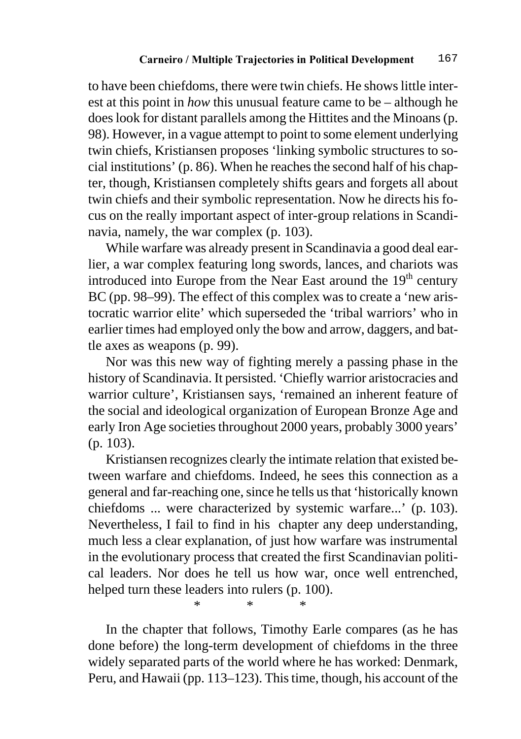to have been chiefdoms, there were twin chiefs. He shows little interest at this point in *how* this unusual feature came to be – although he does look for distant parallels among the Hittites and the Minoans (p. 98). However, in a vague attempt to point to some element underlying twin chiefs, Kristiansen proposes 'linking symbolic structures to social institutions' (p. 86). When he reaches the second half of his chapter, though, Kristiansen completely shifts gears and forgets all about twin chiefs and their symbolic representation. Now he directs his focus on the really important aspect of inter-group relations in Scandinavia, namely, the war complex (p. 103).

While warfare was already present in Scandinavia a good deal earlier, a war complex featuring long swords, lances, and chariots was introduced into Europe from the Near East around the 19th century BC (pp. 98–99). The effect of this complex was to create a 'new aristocratic warrior elite' which superseded the 'tribal warriors' who in earlier times had employed only the bow and arrow, daggers, and battle axes as weapons (p. 99).

Nor was this new way of fighting merely a passing phase in the history of Scandinavia. It persisted. 'Chiefly warrior aristocracies and warrior culture', Kristiansen says, 'remained an inherent feature of the social and ideological organization of European Bronze Age and early Iron Age societies throughout 2000 years, probably 3000 years' (p. 103).

Kristiansen recognizes clearly the intimate relation that existed between warfare and chiefdoms. Indeed, he sees this connection as a general and far-reaching one, since he tells us that 'historically known chiefdoms ... were characterized by systemic warfare...' (p. 103). Nevertheless, I fail to find in his chapter any deep understanding, much less a clear explanation, of just how warfare was instrumental in the evolutionary process that created the first Scandinavian political leaders. Nor does he tell us how war, once well entrenched, helped turn these leaders into rulers (p. 100).

\* \* \*

In the chapter that follows, Timothy Earle compares (as he has done before) the long-term development of chiefdoms in the three widely separated parts of the world where he has worked: Denmark, Peru, and Hawaii (pp. 113–123). This time, though, his account of the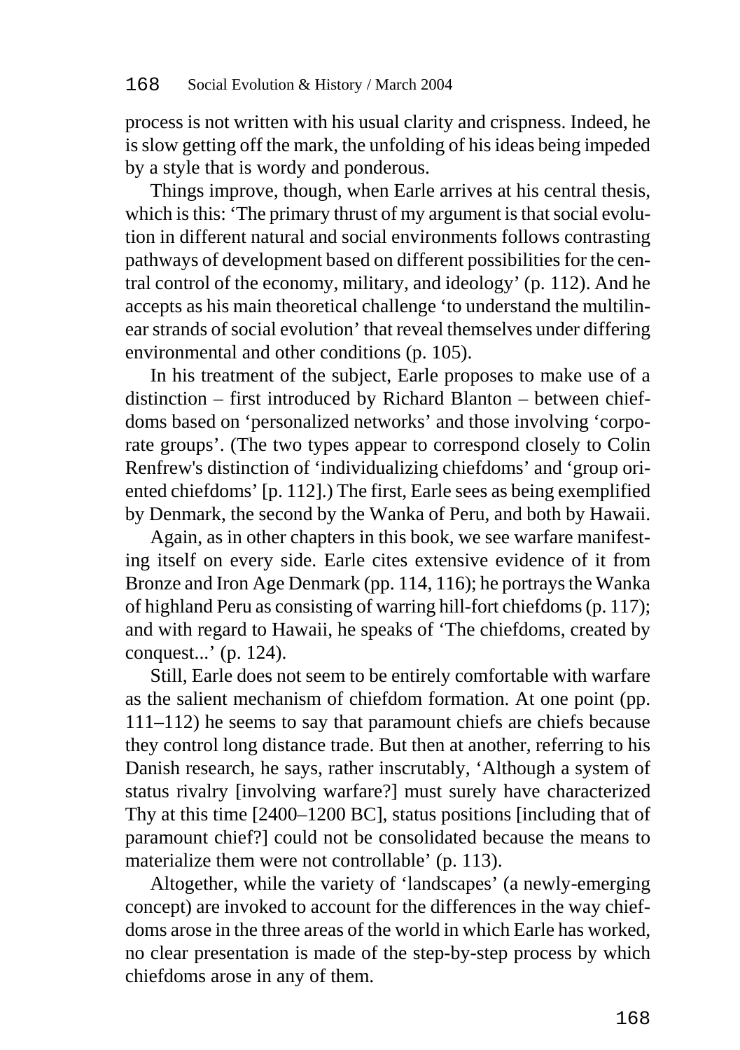process is not written with his usual clarity and crispness. Indeed, he is slow getting off the mark, the unfolding of his ideas being impeded by a style that is wordy and ponderous.

Things improve, though, when Earle arrives at his central thesis, which is this: 'The primary thrust of my argument is that social evolution in different natural and social environments follows contrasting pathways of development based on different possibilities for the central control of the economy, military, and ideology' (p. 112). And he accepts as his main theoretical challenge 'to understand the multilinear strands of social evolution' that reveal themselves under differing environmental and other conditions (p. 105).

In his treatment of the subject, Earle proposes to make use of a distinction – first introduced by Richard Blanton – between chiefdoms based on 'personalized networks' and those involving 'corporate groups'. (The two types appear to correspond closely to Colin Renfrew's distinction of 'individualizing chiefdoms' and 'group oriented chiefdoms' [p. 112].) The first, Earle sees as being exemplified by Denmark, the second by the Wanka of Peru, and both by Hawaii.

Again, as in other chapters in this book, we see warfare manifesting itself on every side. Earle cites extensive evidence of it from Bronze and Iron Age Denmark (pp. 114, 116); he portrays the Wanka of highland Peru as consisting of warring hill-fort chiefdoms (p. 117); and with regard to Hawaii, he speaks of 'The chiefdoms, created by conquest...' (p. 124).

Still, Earle does not seem to be entirely comfortable with warfare as the salient mechanism of chiefdom formation. At one point (pp. 111–112) he seems to say that paramount chiefs are chiefs because they control long distance trade. But then at another, referring to his Danish research, he says, rather inscrutably, 'Although a system of status rivalry [involving warfare?] must surely have characterized Thy at this time [2400–1200 BC], status positions [including that of paramount chief?] could not be consolidated because the means to materialize them were not controllable' (p. 113).

Altogether, while the variety of 'landscapes' (a newly-emerging concept) are invoked to account for the differences in the way chiefdoms arose in the three areas of the world in which Earle has worked, no clear presentation is made of the step-by-step process by which chiefdoms arose in any of them.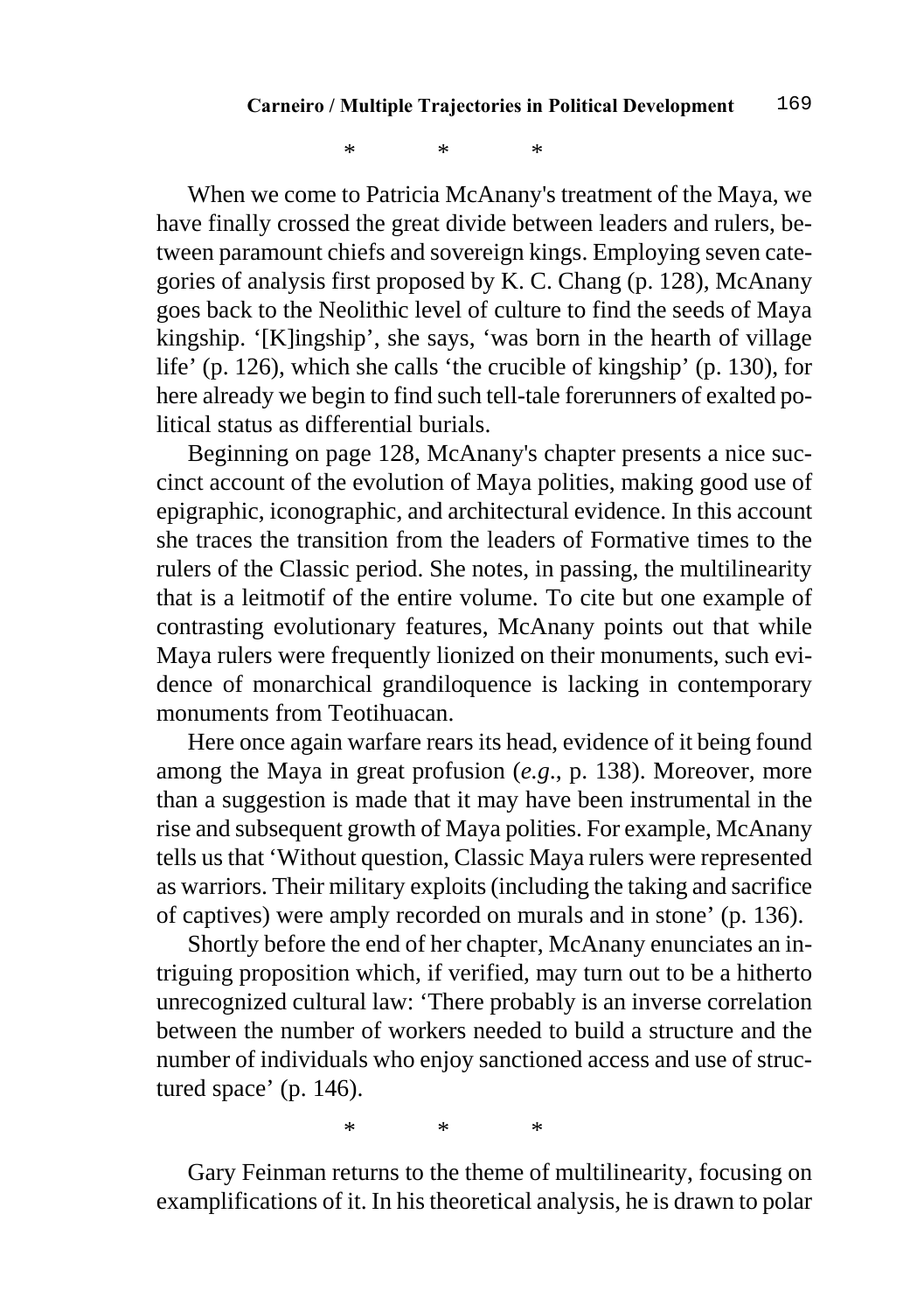\*    \*    \*

When we come to Patricia McAnany's treatment of the Maya, we have finally crossed the great divide between leaders and rulers, between paramount chiefs and sovereign kings. Employing seven categories of analysis first proposed by K. C. Chang (p. 128), McAnany goes back to the Neolithic level of culture to find the seeds of Maya kingship. '[K]ingship', she says, 'was born in the hearth of village life' (p. 126), which she calls 'the crucible of kingship' (p. 130), for here already we begin to find such tell-tale forerunners of exalted political status as differential burials.

Beginning on page 128, McAnany's chapter presents a nice succinct account of the evolution of Maya polities, making good use of epigraphic, iconographic, and architectural evidence. In this account she traces the transition from the leaders of Formative times to the rulers of the Classic period. She notes, in passing, the multilinearity that is a leitmotif of the entire volume. To cite but one example of contrasting evolutionary features, McAnany points out that while Maya rulers were frequently lionized on their monuments, such evidence of monarchical grandiloquence is lacking in contemporary monuments from Teotihuacan.

Here once again warfare rears its head, evidence of it being found among the Maya in great profusion (*e.g*., p. 138). Moreover, more than a suggestion is made that it may have been instrumental in the rise and subsequent growth of Maya polities. For example, McAnany tells us that 'Without question, Classic Maya rulers were represented as warriors. Their military exploits (including the taking and sacrifice of captives) were amply recorded on murals and in stone' (p. 136).

Shortly before the end of her chapter, McAnany enunciates an intriguing proposition which, if verified, may turn out to be a hitherto unrecognized cultural law: 'There probably is an inverse correlation between the number of workers needed to build a structure and the number of individuals who enjoy sanctioned access and use of structured space' (p. 146).

\*    \*    \*

Gary Feinman returns to the theme of multilinearity, focusing on examplifications of it. In his theoretical analysis, he is drawn to polar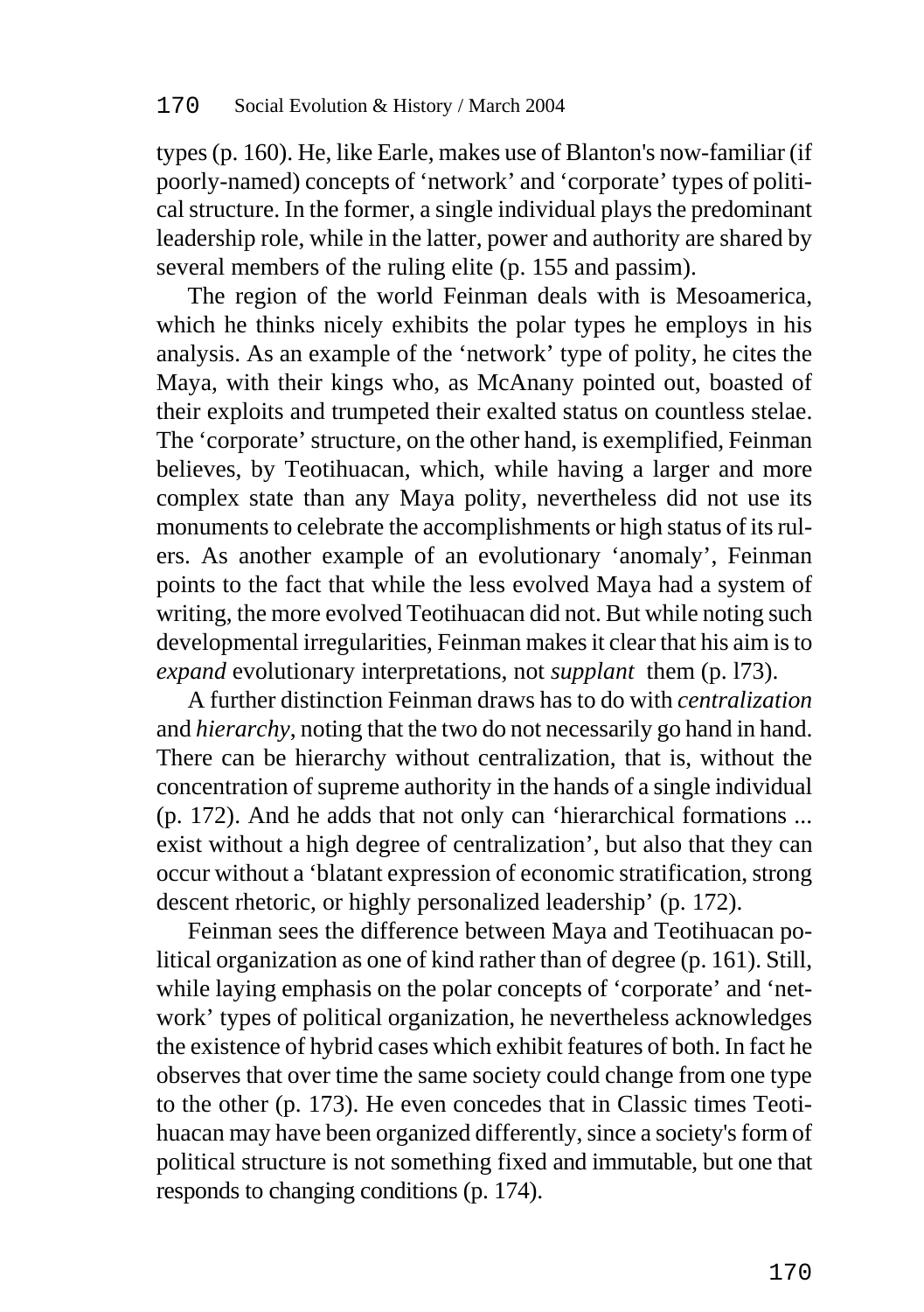types (p. 160). He, like Earle, makes use of Blanton's now-familiar (if poorly-named) concepts of 'network' and 'corporate' types of political structure. In the former, a single individual plays the predominant leadership role, while in the latter, power and authority are shared by several members of the ruling elite (p. 155 and passim).

The region of the world Feinman deals with is Mesoamerica, which he thinks nicely exhibits the polar types he employs in his analysis. As an example of the 'network' type of polity, he cites the Maya, with their kings who, as McAnany pointed out, boasted of their exploits and trumpeted their exalted status on countless stelae. The 'corporate' structure, on the other hand, is exemplified, Feinman believes, by Teotihuacan, which, while having a larger and more complex state than any Maya polity, nevertheless did not use its monuments to celebrate the accomplishments or high status of its rulers. As another example of an evolutionary 'anomaly', Feinman points to the fact that while the less evolved Maya had a system of writing, the more evolved Teotihuacan did not. But while noting such developmental irregularities, Feinman makes it clear that his aim is to *expand* evolutionary interpretations, not *supplant* them (p. l73).

A further distinction Feinman draws has to do with *centralization* and *hierarchy*, noting that the two do not necessarily go hand in hand. There can be hierarchy without centralization, that is, without the concentration of supreme authority in the hands of a single individual (p. 172). And he adds that not only can 'hierarchical formations ... exist without a high degree of centralization', but also that they can occur without a 'blatant expression of economic stratification, strong descent rhetoric, or highly personalized leadership' (p. 172).

Feinman sees the difference between Maya and Teotihuacan political organization as one of kind rather than of degree (p. 161). Still, while laying emphasis on the polar concepts of 'corporate' and 'network' types of political organization, he nevertheless acknowledges the existence of hybrid cases which exhibit features of both. In fact he observes that over time the same society could change from one type to the other (p. 173). He even concedes that in Classic times Teotihuacan may have been organized differently, since a society's form of political structure is not something fixed and immutable, but one that responds to changing conditions (p. 174).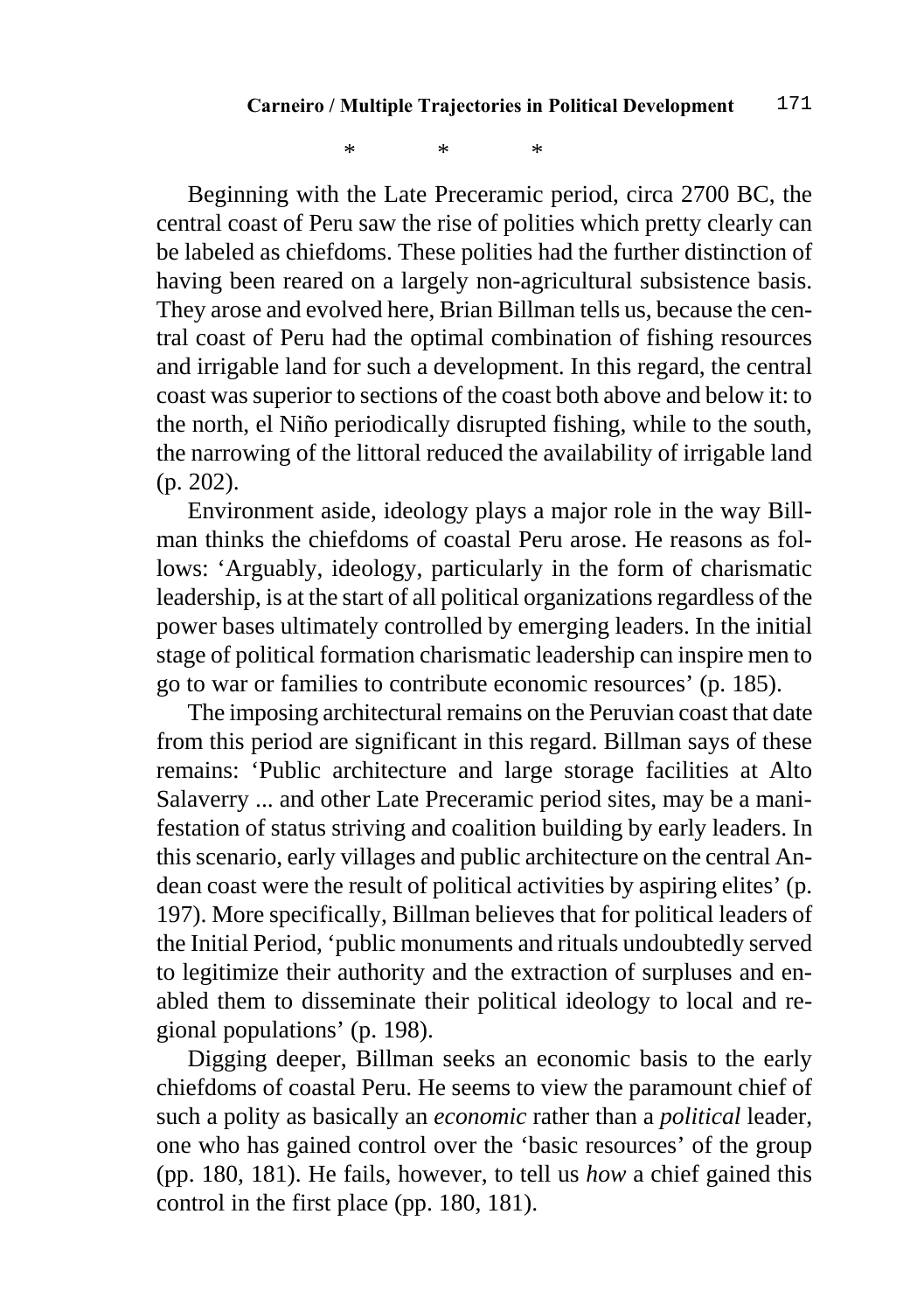\*          \*          \*

Beginning with the Late Preceramic period, circa 2700 BC, the central coast of Peru saw the rise of polities which pretty clearly can be labeled as chiefdoms. These polities had the further distinction of having been reared on a largely non-agricultural subsistence basis. They arose and evolved here, Brian Billman tells us, because the central coast of Peru had the optimal combination of fishing resources and irrigable land for such a development. In this regard, the central coast was superior to sections of the coast both above and below it: to the north, el Niño periodically disrupted fishing, while to the south, the narrowing of the littoral reduced the availability of irrigable land (p. 202).

Environment aside, ideology plays a major role in the way Billman thinks the chiefdoms of coastal Peru arose. He reasons as follows: 'Arguably, ideology, particularly in the form of charismatic leadership, is at the start of all political organizations regardless of the power bases ultimately controlled by emerging leaders. In the initial stage of political formation charismatic leadership can inspire men to go to war or families to contribute economic resources' (p. 185).

The imposing architectural remains on the Peruvian coast that date from this period are significant in this regard. Billman says of these remains: 'Public architecture and large storage facilities at Alto Salaverry ... and other Late Preceramic period sites, may be a manifestation of status striving and coalition building by early leaders. In this scenario, early villages and public architecture on the central Andean coast were the result of political activities by aspiring elites' (p. 197). More specifically, Billman believes that for political leaders of the Initial Period, 'public monuments and rituals undoubtedly served to legitimize their authority and the extraction of surpluses and enabled them to disseminate their political ideology to local and regional populations' (p. 198).

Digging deeper, Billman seeks an economic basis to the early chiefdoms of coastal Peru. He seems to view the paramount chief of such a polity as basically an *economic* rather than a *political* leader, one who has gained control over the 'basic resources' of the group (pp. 180, 181). He fails, however, to tell us *how* a chief gained this control in the first place (pp. 180, 181).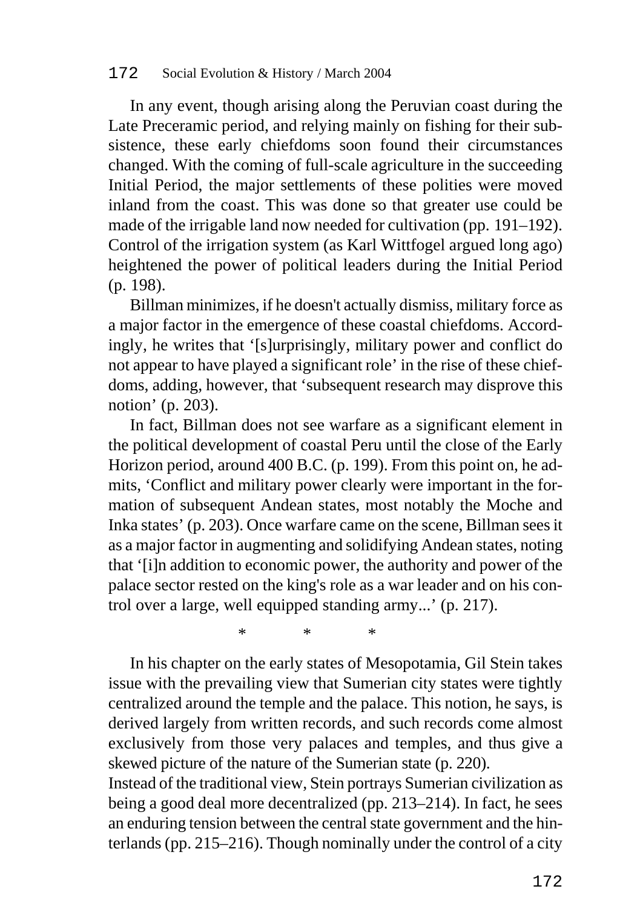In any event, though arising along the Peruvian coast during the Late Preceramic period, and relying mainly on fishing for their subsistence, these early chiefdoms soon found their circumstances changed. With the coming of full-scale agriculture in the succeeding Initial Period, the major settlements of these polities were moved inland from the coast. This was done so that greater use could be made of the irrigable land now needed for cultivation (pp. 191–192). Control of the irrigation system (as Karl Wittfogel argued long ago) heightened the power of political leaders during the Initial Period (p. 198).

Billman minimizes, if he doesn't actually dismiss, military force as a major factor in the emergence of these coastal chiefdoms. Accordingly, he writes that '[s]urprisingly, military power and conflict do not appear to have played a significant role' in the rise of these chiefdoms, adding, however, that 'subsequent research may disprove this notion' (p. 203).

In fact, Billman does not see warfare as a significant element in the political development of coastal Peru until the close of the Early Horizon period, around 400 B.C. (p. 199). From this point on, he admits, 'Conflict and military power clearly were important in the formation of subsequent Andean states, most notably the Moche and Inka states' (p. 203). Once warfare came on the scene, Billman sees it as a major factor in augmenting and solidifying Andean states, noting that '[i]n addition to economic power, the authority and power of the palace sector rested on the king's role as a war leader and on his control over a large, well equipped standing army...' (p. 217).

\* \* \*

In his chapter on the early states of Mesopotamia, Gil Stein takes issue with the prevailing view that Sumerian city states were tightly centralized around the temple and the palace. This notion, he says, is derived largely from written records, and such records come almost exclusively from those very palaces and temples, and thus give a skewed picture of the nature of the Sumerian state (p. 220).

Instead of the traditional view, Stein portrays Sumerian civilization as being a good deal more decentralized (pp. 213–214). In fact, he sees an enduring tension between the central state government and the hinterlands (pp. 215–216). Though nominally under the control of a city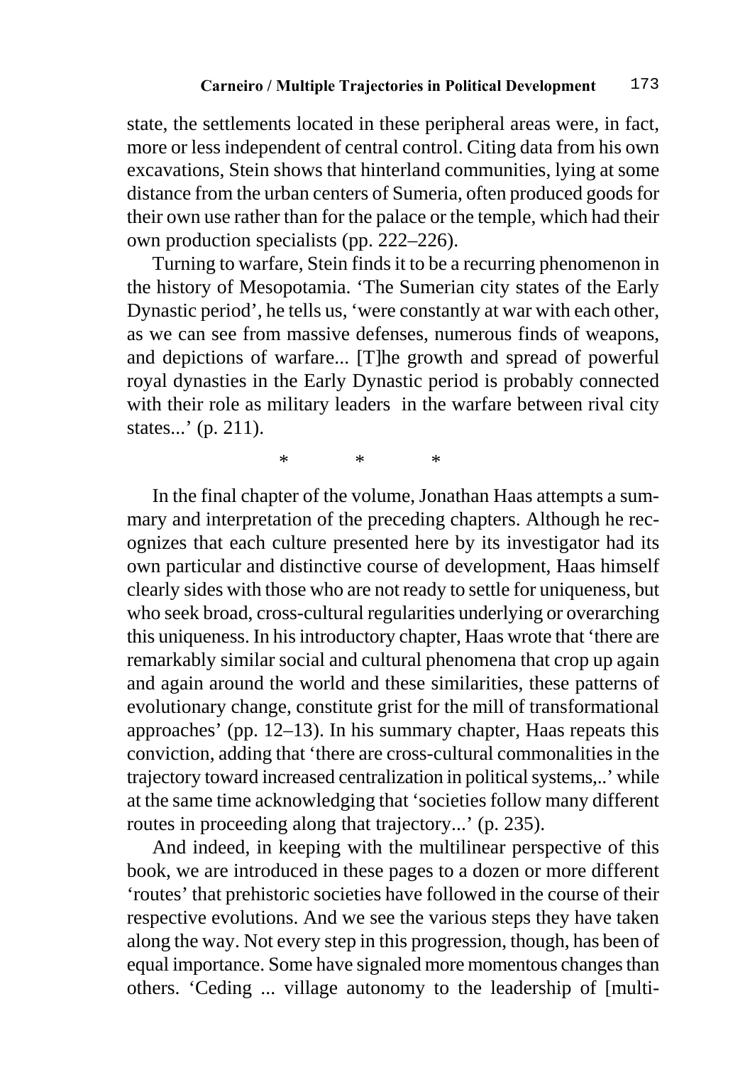state, the settlements located in these peripheral areas were, in fact, more or less independent of central control. Citing data from his own excavations, Stein shows that hinterland communities, lying at some distance from the urban centers of Sumeria, often produced goods for their own use rather than for the palace or the temple, which had their own production specialists (pp. 222–226).

Turning to warfare, Stein finds it to be a recurring phenomenon in the history of Mesopotamia. 'The Sumerian city states of the Early Dynastic period', he tells us, 'were constantly at war with each other, as we can see from massive defenses, numerous finds of weapons, and depictions of warfare... [T]he growth and spread of powerful royal dynasties in the Early Dynastic period is probably connected with their role as military leaders in the warfare between rival city states...' (p. 211).

\* \* \*

In the final chapter of the volume, Jonathan Haas attempts a summary and interpretation of the preceding chapters. Although he recognizes that each culture presented here by its investigator had its own particular and distinctive course of development, Haas himself clearly sides with those who are not ready to settle for uniqueness, but who seek broad, cross-cultural regularities underlying or overarching this uniqueness. In his introductory chapter, Haas wrote that 'there are remarkably similar social and cultural phenomena that crop up again and again around the world and these similarities, these patterns of evolutionary change, constitute grist for the mill of transformational approaches' (pp. 12–13). In his summary chapter, Haas repeats this conviction, adding that 'there are cross-cultural commonalities in the trajectory toward increased centralization in political systems,..' while at the same time acknowledging that 'societies follow many different routes in proceeding along that trajectory...' (p. 235).

And indeed, in keeping with the multilinear perspective of this book, we are introduced in these pages to a dozen or more different 'routes' that prehistoric societies have followed in the course of their respective evolutions. And we see the various steps they have taken along the way. Not every step in this progression, though, has been of equal importance. Some have signaled more momentous changes than others. 'Ceding ... village autonomy to the leadership of [multi-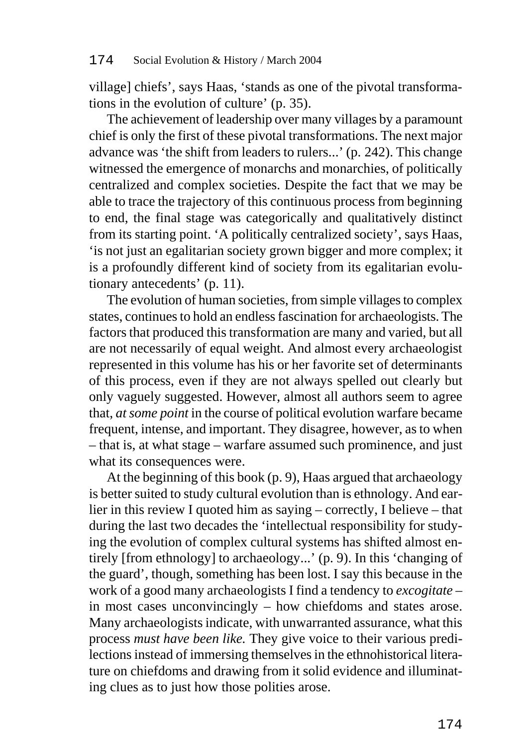village] chiefs', says Haas, 'stands as one of the pivotal transformations in the evolution of culture' (p. 35).

The achievement of leadership over many villages by a paramount chief is only the first of these pivotal transformations. The next major advance was 'the shift from leaders to rulers...' (p. 242). This change witnessed the emergence of monarchs and monarchies, of politically centralized and complex societies. Despite the fact that we may be able to trace the trajectory of this continuous process from beginning to end, the final stage was categorically and qualitatively distinct from its starting point. 'A politically centralized society', says Haas, 'is not just an egalitarian society grown bigger and more complex; it is a profoundly different kind of society from its egalitarian evolutionary antecedents' (p. 11).

The evolution of human societies, from simple villages to complex states, continues to hold an endless fascination for archaeologists. The factors that produced this transformation are many and varied, but all are not necessarily of equal weight. And almost every archaeologist represented in this volume has his or her favorite set of determinants of this process, even if they are not always spelled out clearly but only vaguely suggested. However, almost all authors seem to agree that, *at some point* in the course of political evolution warfare became frequent, intense, and important. They disagree, however, as to when – that is, at what stage – warfare assumed such prominence, and just what its consequences were.

At the beginning of this book (p. 9), Haas argued that archaeology is better suited to study cultural evolution than is ethnology. And earlier in this review I quoted him as saying – correctly, I believe – that during the last two decades the 'intellectual responsibility for studying the evolution of complex cultural systems has shifted almost entirely [from ethnology] to archaeology...' (p. 9). In this 'changing of the guard', though, something has been lost. I say this because in the work of a good many archaeologists I find a tendency to *excogitate* – in most cases unconvincingly – how chiefdoms and states arose. Many archaeologists indicate, with unwarranted assurance, what this process *must have been like.* They give voice to their various predilections instead of immersing themselves in the ethnohistorical literature on chiefdoms and drawing from it solid evidence and illuminating clues as to just how those polities arose.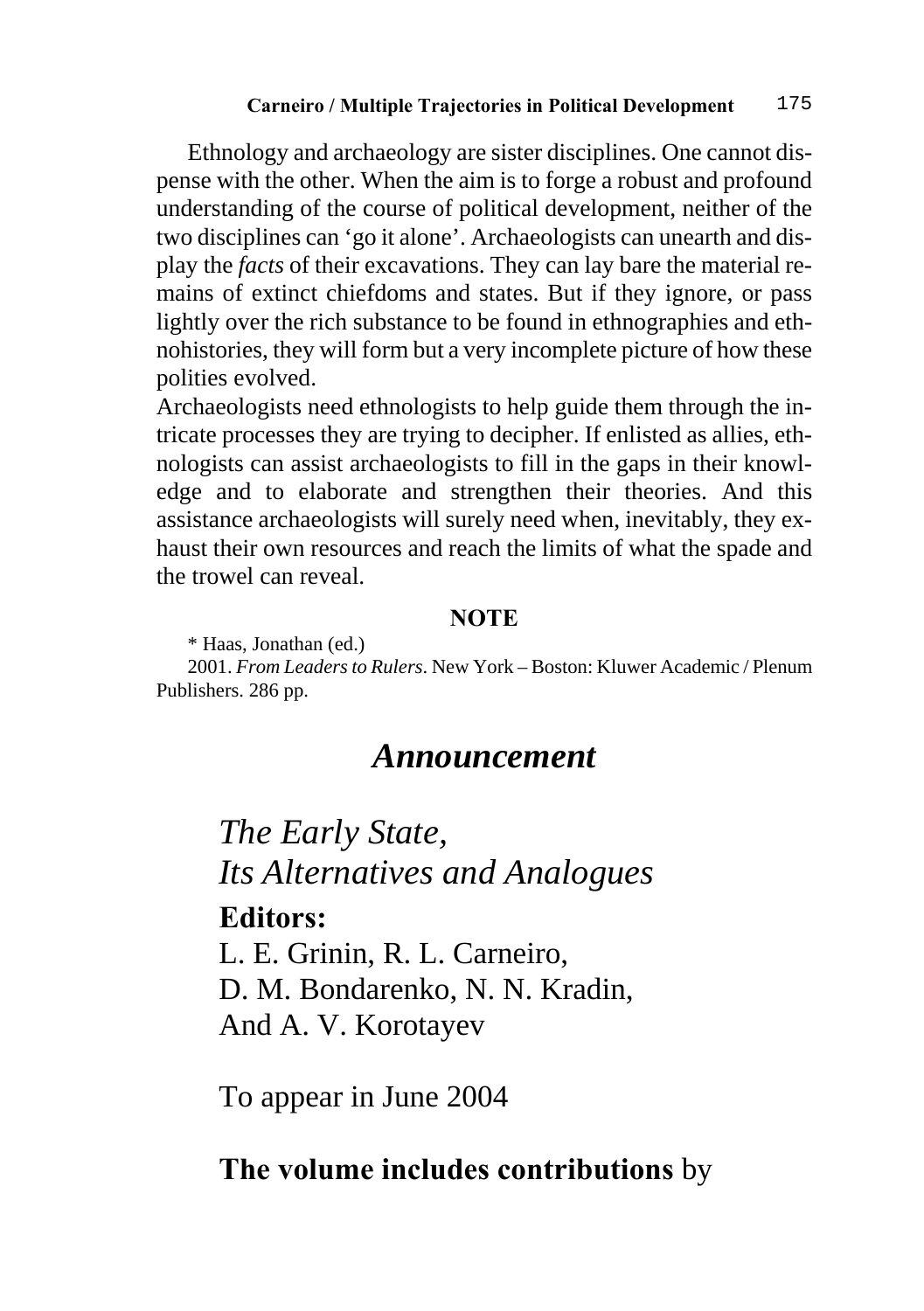Ethnology and archaeology are sister disciplines. One cannot dispense with the other. When the aim is to forge a robust and profound understanding of the course of political development, neither of the two disciplines can 'go it alone'. Archaeologists can unearth and display the *facts* of their excavations. They can lay bare the material remains of extinct chiefdoms and states. But if they ignore, or pass lightly over the rich substance to be found in ethnographies and ethnohistories, they will form but a very incomplete picture of how these polities evolved.

Archaeologists need ethnologists to help guide them through the intricate processes they are trying to decipher. If enlisted as allies, ethnologists can assist archaeologists to fill in the gaps in their knowledge and to elaborate and strengthen their theories. And this assistance archaeologists will surely need when, inevitably, they exhaust their own resources and reach the limits of what the spade and the trowel can reveal.

## NOTE

\* Haas, Jonathan (ed.)

2001. *From Leaders to Rulers*. New York – Boston: Kluwer Academic / Plenum Publishers. 286 pp.

# *Announcement*

*The Early State,*
*Its Alternatives and Analogues*

**Editors:**

L. E. Grinin, R. L. Carneiro,
D. M. Bondarenko, N. N. Kradin,
And A. V. Korotayev

To appear in June 2004

**The volume includes contributions** by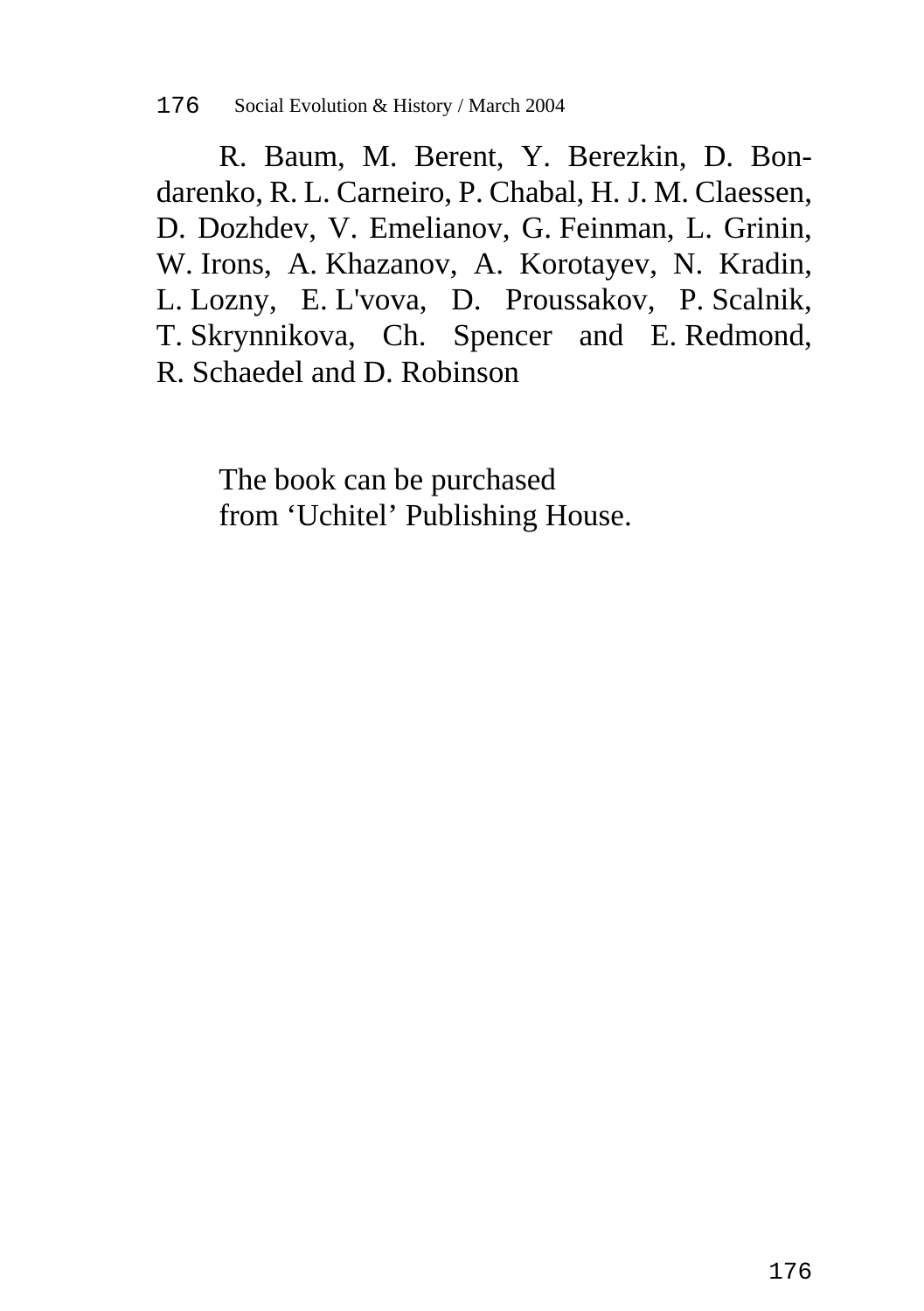R. Baum, M. Berent, Y. Berezkin, D. Bondarenko, R. L. Carneiro, P. Chabal, H. J. M. Claessen, D. Dozhdev, V. Emelianov, G. Feinman, L. Grinin, W. Irons, A. Khazanov, A. Korotayev, N. Kradin, L. Lozny, E. L'vova, D. Proussakov, P. Scalnik, T. Skrynnikova, Ch. Spencer and E. Redmond, R. Schaedel and D. Robinson

The book can be purchased
from 'Uchitel' Publishing House.